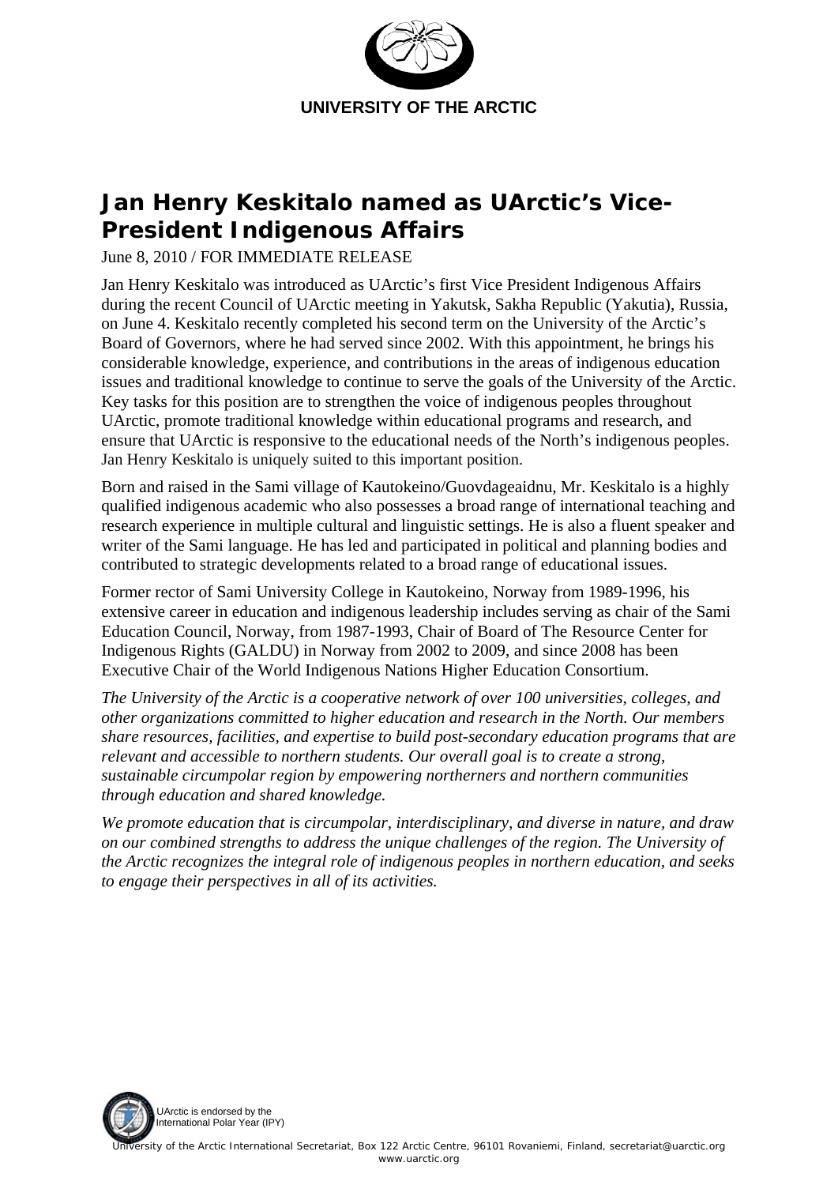**UNIVERSITY OF THE ARCTIC**

# Jan Henry Keskitalo named as UArctic's Vice-President Indigenous Affairs

June 8, 2010 / FOR IMMEDIATE RELEASE

Jan Henry Keskitalo was introduced as UArctic's first Vice President Indigenous Affairs during the recent Council of UArctic meeting in Yakutsk, Sakha Republic (Yakutia), Russia, on June 4. Keskitalo recently completed his second term on the University of the Arctic's Board of Governors, where he had served since 2002. With this appointment, he brings his considerable knowledge, experience, and contributions in the areas of indigenous education issues and traditional knowledge to continue to serve the goals of the University of the Arctic. Key tasks for this position are to strengthen the voice of indigenous peoples throughout UArctic, promote traditional knowledge within educational programs and research, and ensure that UArctic is responsive to the educational needs of the North's indigenous peoples. Jan Henry Keskitalo is uniquely suited to this important position.

Born and raised in the Sami village of Kautokeino/Guovdageaidnu, Mr. Keskitalo is a highly qualified indigenous academic who also possesses a broad range of international teaching and research experience in multiple cultural and linguistic settings. He is also a fluent speaker and writer of the Sami language. He has led and participated in political and planning bodies and contributed to strategic developments related to a broad range of educational issues.

Former rector of Sami University College in Kautokeino, Norway from 1989-1996, his extensive career in education and indigenous leadership includes serving as chair of the Sami Education Council, Norway, from 1987-1993, Chair of Board of The Resource Center for Indigenous Rights (GALDU) in Norway from 2002 to 2009, and since 2008 has been Executive Chair of the World Indigenous Nations Higher Education Consortium.

*The University of the Arctic is a cooperative network of over 100 universities, colleges, and other organizations committed to higher education and research in the North. Our members share resources, facilities, and expertise to build post-secondary education programs that are relevant and accessible to northern students. Our overall goal is to create a strong, sustainable circumpolar region by empowering northerners and northern communities through education and shared knowledge.*

*We promote education that is circumpolar, interdisciplinary, and diverse in nature, and draw on our combined strengths to address the unique challenges of the region. The University of the Arctic recognizes the integral role of indigenous peoples in northern education, and seeks to engage their perspectives in all of its activities.*

UArctic is endorsed by the International Polar Year (IPY)

University of the Arctic International Secretariat, Box 122 Arctic Centre, 96101 Rovaniemi, Finland, secretariat@uarctic.org
www.uarctic.org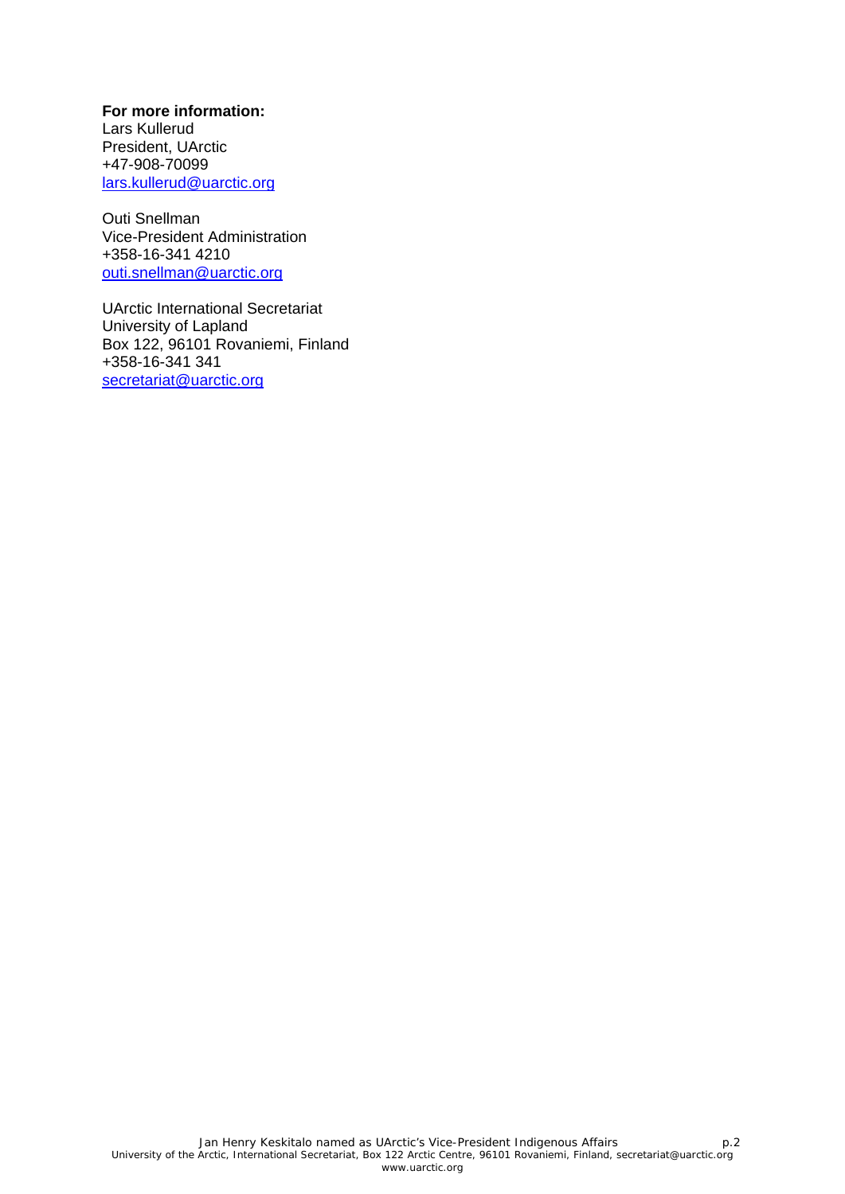**For more information:**
Lars Kullerud
President, UArctic
+47-908-70099
lars.kullerud@uarctic.org

Outi Snellman
Vice-President Administration
+358-16-341 4210
outi.snellman@uarctic.org

UArctic International Secretariat
University of Lapland
Box 122, 96101 Rovaniemi, Finland
+358-16-341 341
secretariat@uarctic.org